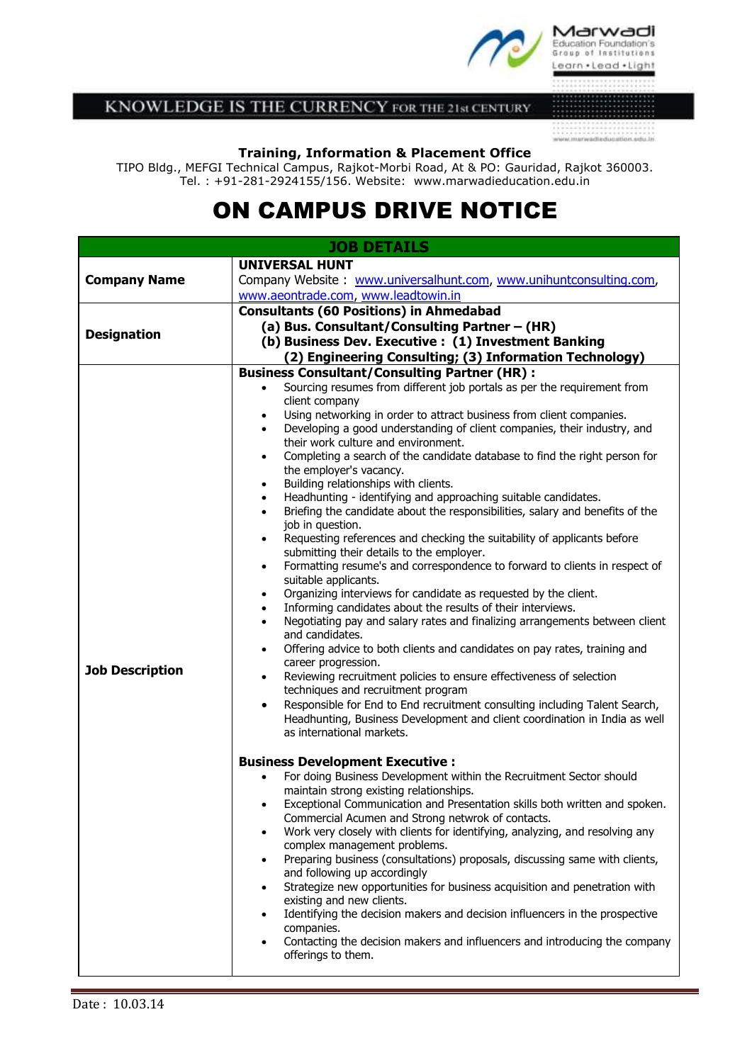Marwadi Education Foundation's Group of Institutions
Learn • Lead • Light

KNOWLEDGE IS THE CURRENCY FOR THE 21st CENTURY

www.marwadieducation.edu.in

**Training, Information & Placement Office**
TIPO Bldg., MEFGI Technical Campus, Rajkot-Morbi Road, At & PO: Gauridad, Rajkot 360003.
Tel. : +91-281-2924155/156. Website: www.marwadieducation.edu.in

# ON CAMPUS DRIVE NOTICE

| JOB DETAILS | |
|---|---|
| **Company Name** | **UNIVERSAL HUNT**<br>Company Website : www.universalhunt.com, www.unihuntconsulting.com, www.aeontrade.com, www.leadtowin.in |
| **Designation** | **Consultants (60 Positions) in Ahmedabad**<br>**(a) Bus. Consultant/Consulting Partner – (HR)**<br>**(b) Business Dev. Executive : (1) Investment Banking (2) Engineering Consulting; (3) Information Technology)** |
| **Job Description** | **Business Consultant/Consulting Partner (HR) :**<br>• Sourcing resumes from different job portals as per the requirement from client company<br>• Using networking in order to attract business from client companies.<br>• Developing a good understanding of client companies, their industry, and their work culture and environment.<br>• Completing a search of the candidate database to find the right person for the employer's vacancy.<br>• Building relationships with clients.<br>• Headhunting - identifying and approaching suitable candidates.<br>• Briefing the candidate about the responsibilities, salary and benefits of the job in question.<br>• Requesting references and checking the suitability of applicants before submitting their details to the employer.<br>• Formatting resume's and correspondence to forward to clients in respect of suitable applicants.<br>• Organizing interviews for candidate as requested by the client.<br>• Informing candidates about the results of their interviews.<br>• Negotiating pay and salary rates and finalizing arrangements between client and candidates.<br>• Offering advice to both clients and candidates on pay rates, training and career progression.<br>• Reviewing recruitment policies to ensure effectiveness of selection techniques and recruitment program<br>• Responsible for End to End recruitment consulting including Talent Search, Headhunting, Business Development and client coordination in India as well as international markets.<br><br>**Business Development Executive :**<br>• For doing Business Development within the Recruitment Sector should maintain strong existing relationships.<br>• Exceptional Communication and Presentation skills both written and spoken. Commercial Acumen and Strong netwrok of contacts.<br>• Work very closely with clients for identifying, analyzing, and resolving any complex management problems.<br>• Preparing business (consultations) proposals, discussing same with clients, and following up accordingly<br>• Strategize new opportunities for business acquisition and penetration with existing and new clients.<br>• Identifying the decision makers and decision influencers in the prospective companies.<br>• Contacting the decision makers and influencers and introducing the company offerings to them. |

Date : 10.03.14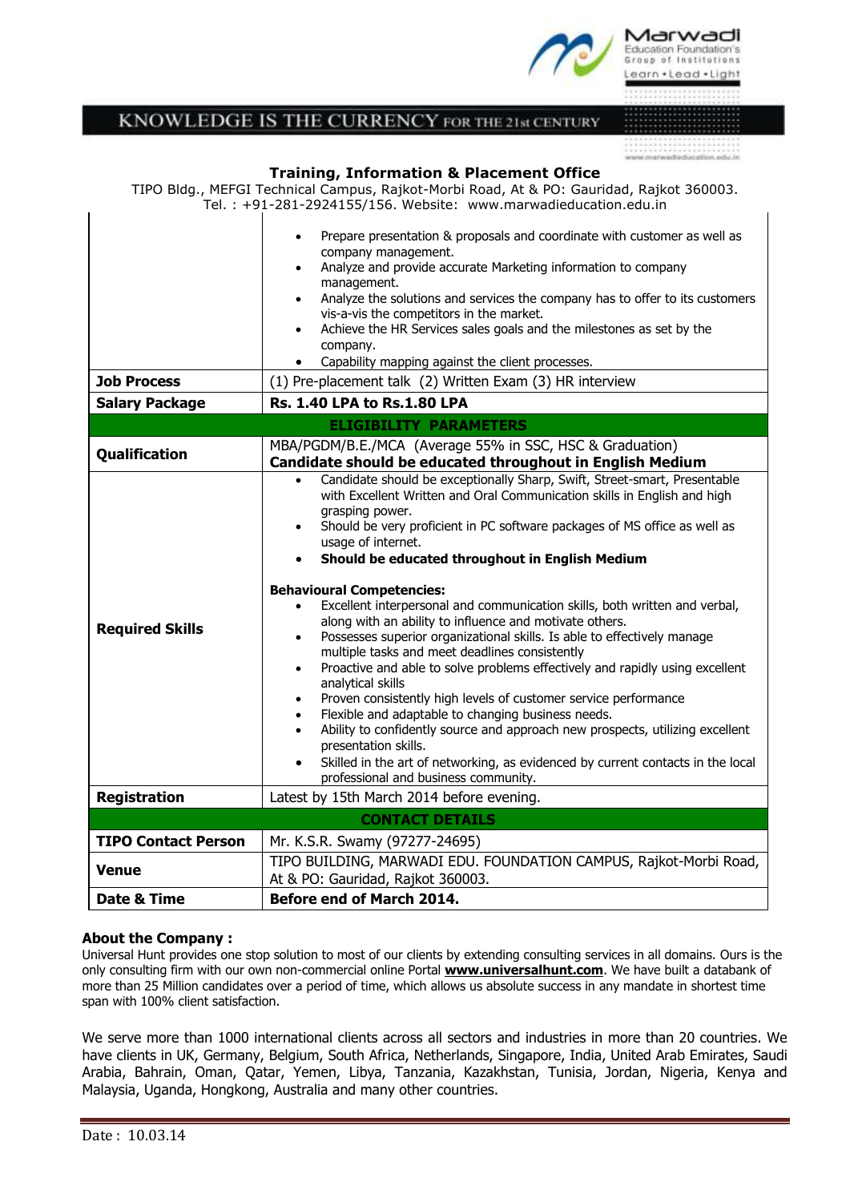**Training, Information & Placement Office**

TIPO Bldg., MEFGI Technical Campus, Rajkot-Morbi Road, At & PO: Gauridad, Rajkot 360003.
Tel. : +91-281-2924155/156. Website: www.marwadieducation.edu.in

| | |
|---|---|
| | • Prepare presentation & proposals and coordinate with customer as well as company management.<br>• Analyze and provide accurate Marketing information to company management.<br>• Analyze the solutions and services the company has to offer to its customers vis-a-vis the competitors in the market.<br>• Achieve the HR Services sales goals and the milestones as set by the company.<br>• Capability mapping against the client processes. |
| **Job Process** | (1) Pre-placement talk (2) Written Exam (3) HR interview |
| **Salary Package** | **Rs. 1.40 LPA to Rs.1.80 LPA** |
| **ELIGIBILITY PARAMETERS** | |
| **Qualification** | MBA/PGDM/B.E./MCA (Average 55% in SSC, HSC & Graduation)<br>**Candidate should be educated throughout in English Medium** |
| **Required Skills** | • Candidate should be exceptionally Sharp, Swift, Street-smart, Presentable with Excellent Written and Oral Communication skills in English and high grasping power.<br>• Should be very proficient in PC software packages of MS office as well as usage of internet.<br>• **Should be educated throughout in English Medium**<br><br>**Behavioural Competencies:**<br>• Excellent interpersonal and communication skills, both written and verbal, along with an ability to influence and motivate others.<br>• Possesses superior organizational skills. Is able to effectively manage multiple tasks and meet deadlines consistently<br>• Proactive and able to solve problems effectively and rapidly using excellent analytical skills<br>• Proven consistently high levels of customer service performance<br>• Flexible and adaptable to changing business needs.<br>• Ability to confidently source and approach new prospects, utilizing excellent presentation skills.<br>• Skilled in the art of networking, as evidenced by current contacts in the local professional and business community. |
| **Registration** | Latest by 15th March 2014 before evening. |
| **CONTACT DETAILS** | |
| **TIPO Contact Person** | Mr. K.S.R. Swamy (97277-24695) |
| **Venue** | TIPO BUILDING, MARWADI EDU. FOUNDATION CAMPUS, Rajkot-Morbi Road, At & PO: Gauridad, Rajkot 360003. |
| **Date & Time** | **Before end of March 2014.** |

**About the Company :**

Universal Hunt provides one stop solution to most of our clients by extending consulting services in all domains. Ours is the only consulting firm with our own non-commercial online Portal **www.universalhunt.com**. We have built a databank of more than 25 Million candidates over a period of time, which allows us absolute success in any mandate in shortest time span with 100% client satisfaction.

We serve more than 1000 international clients across all sectors and industries in more than 20 countries. We have clients in UK, Germany, Belgium, South Africa, Netherlands, Singapore, India, United Arab Emirates, Saudi Arabia, Bahrain, Oman, Qatar, Yemen, Libya, Tanzania, Kazakhstan, Tunisia, Jordan, Nigeria, Kenya and Malaysia, Uganda, Hongkong, Australia and many other countries.

Date : 10.03.14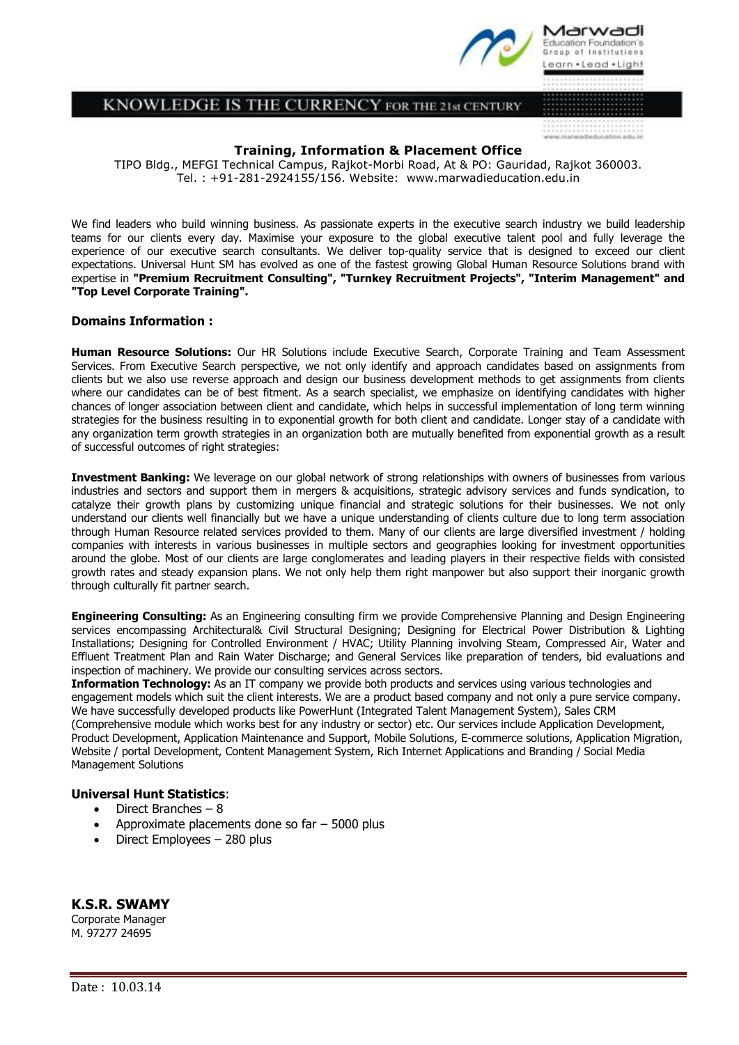KNOWLEDGE IS THE CURRENCY FOR THE 21st CENTURY

**Training, Information & Placement Office**

TIPO Bldg., MEFGI Technical Campus, Rajkot-Morbi Road, At & PO: Gauridad, Rajkot 360003.
Tel. : +91-281-2924155/156. Website: www.marwadieducation.edu.in

We find leaders who build winning business. As passionate experts in the executive search industry we build leadership teams for our clients every day. Maximise your exposure to the global executive talent pool and fully leverage the experience of our executive search consultants. We deliver top-quality service that is designed to exceed our client expectations. Universal Hunt SM has evolved as one of the fastest growing Global Human Resource Solutions brand with expertise in **"Premium Recruitment Consulting", "Turnkey Recruitment Projects", "Interim Management" and "Top Level Corporate Training".**

### Domains Information :

**Human Resource Solutions:** Our HR Solutions include Executive Search, Corporate Training and Team Assessment Services. From Executive Search perspective, we not only identify and approach candidates based on assignments from clients but we also use reverse approach and design our business development methods to get assignments from clients where our candidates can be of best fitment. As a search specialist, we emphasize on identifying candidates with higher chances of longer association between client and candidate, which helps in successful implementation of long term winning strategies for the business resulting in to exponential growth for both client and candidate. Longer stay of a candidate with any organization term growth strategies in an organization both are mutually benefited from exponential growth as a result of successful outcomes of right strategies:

**Investment Banking:** We leverage on our global network of strong relationships with owners of businesses from various industries and sectors and support them in mergers & acquisitions, strategic advisory services and funds syndication, to catalyze their growth plans by customizing unique financial and strategic solutions for their businesses. We not only understand our clients well financially but we have a unique understanding of clients culture due to long term association through Human Resource related services provided to them. Many of our clients are large diversified investment / holding companies with interests in various businesses in multiple sectors and geographies looking for investment opportunities around the globe. Most of our clients are large conglomerates and leading players in their respective fields with consisted growth rates and steady expansion plans. We not only help them right manpower but also support their inorganic growth through culturally fit partner search.

**Engineering Consulting:** As an Engineering consulting firm we provide Comprehensive Planning and Design Engineering services encompassing Architectural& Civil Structural Designing; Designing for Electrical Power Distribution & Lighting Installations; Designing for Controlled Environment / HVAC; Utility Planning involving Steam, Compressed Air, Water and Effluent Treatment Plan and Rain Water Discharge; and General Services like preparation of tenders, bid evaluations and inspection of machinery. We provide our consulting services across sectors.

**Information Technology:** As an IT company we provide both products and services using various technologies and engagement models which suit the client interests. We are a product based company and not only a pure service company. We have successfully developed products like PowerHunt (Integrated Talent Management System), Sales CRM (Comprehensive module which works best for any industry or sector) etc. Our services include Application Development, Product Development, Application Maintenance and Support, Mobile Solutions, E-commerce solutions, Application Migration, Website / portal Development, Content Management System, Rich Internet Applications and Branding / Social Media Management Solutions

### Universal Hunt Statistics:

- Direct Branches – 8
- Approximate placements done so far – 5000 plus
- Direct Employees – 280 plus

**K.S.R. SWAMY**
Corporate Manager
M. 97277 24695

Date : 10.03.14